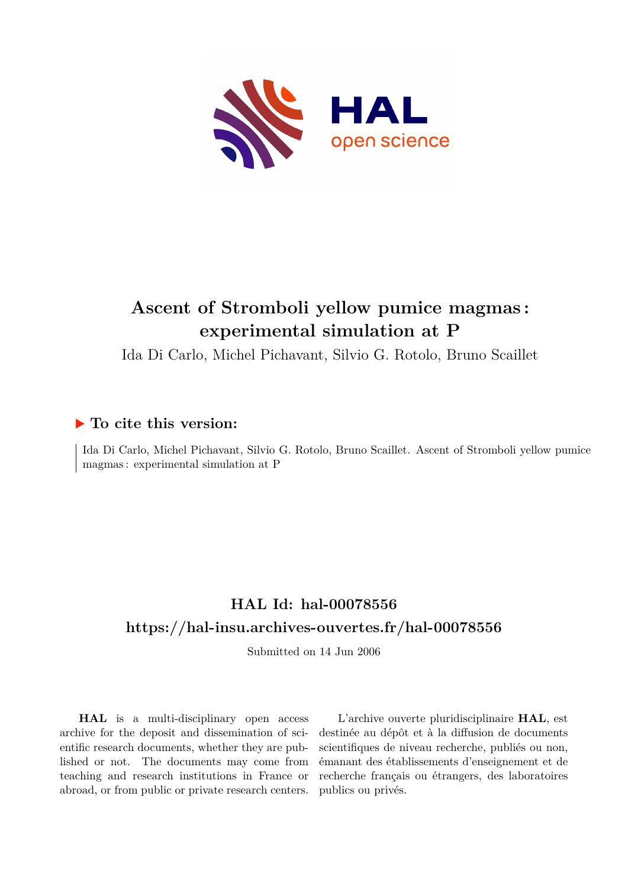# Ascent of Stromboli yellow pumice magmas : experimental simulation at P

Ida Di Carlo, Michel Pichavant, Silvio G. Rotolo, Bruno Scaillet

## ▶ To cite this version:

Ida Di Carlo, Michel Pichavant, Silvio G. Rotolo, Bruno Scaillet. Ascent of Stromboli yellow pumice magmas : experimental simulation at P

## HAL Id: hal-00078556

## https://hal-insu.archives-ouvertes.fr/hal-00078556

Submitted on 14 Jun 2006

**HAL** is a multi-disciplinary open access archive for the deposit and dissemination of scientific research documents, whether they are published or not. The documents may come from teaching and research institutions in France or abroad, or from public or private research centers.

L'archive ouverte pluridisciplinaire **HAL**, est destinée au dépôt et à la diffusion de documents scientifiques de niveau recherche, publiés ou non, émanant des établissements d'enseignement et de recherche français ou étrangers, des laboratoires publics ou privés.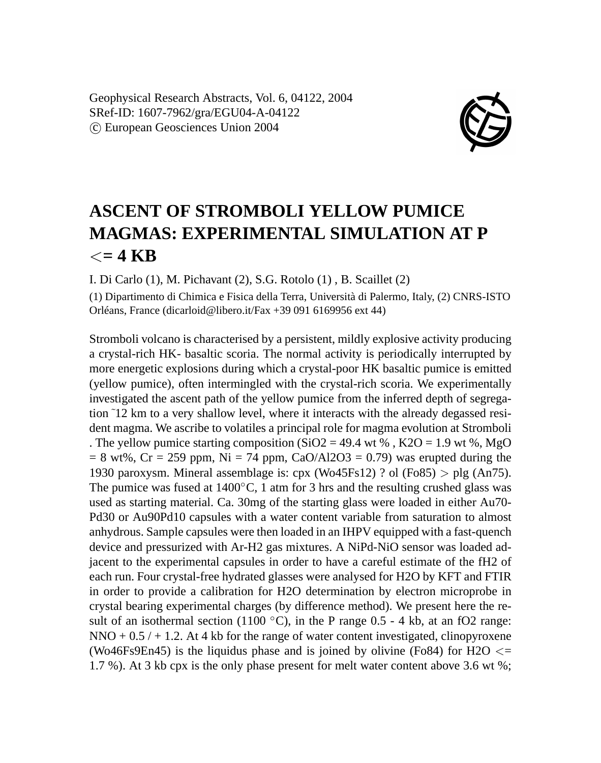Geophysical Research Abstracts, Vol. 6, 04122, 2004
SRef-ID: 1607-7962/gra/EGU04-A-04122
© European Geosciences Union 2004

# ASCENT OF STROMBOLI YELLOW PUMICE MAGMAS: EXPERIMENTAL SIMULATION AT P <= 4 KB

I. Di Carlo (1), M. Pichavant (2), S.G. Rotolo (1) , B. Scaillet (2)

(1) Dipartimento di Chimica e Fisica della Terra, Università di Palermo, Italy, (2) CNRS-ISTO Orléans, France (dicarloid@libero.it/Fax +39 091 6169956 ext 44)

Stromboli volcano is characterised by a persistent, mildly explosive activity producing a crystal-rich HK- basaltic scoria. The normal activity is periodically interrupted by more energetic explosions during which a crystal-poor HK basaltic pumice is emitted (yellow pumice), often intermingled with the crystal-rich scoria. We experimentally investigated the ascent path of the yellow pumice from the inferred depth of segregation ~12 km to a very shallow level, where it interacts with the already degassed resident magma. We ascribe to volatiles a principal role for magma evolution at Stromboli . The yellow pumice starting composition ($SiO_2$ = 49.4 wt % , $K_2O$ = 1.9 wt %, MgO = 8 wt%, Cr = 259 ppm, Ni = 74 ppm, $CaO/Al_2O_3$ = 0.79) was erupted during the 1930 paroxysm. Mineral assemblage is: cpx ($Wo_{45}Fs_{12}$) ? ol ($Fo_{85}$) > plg ($An_{75}$). The pumice was fused at 1400°C, 1 atm for 3 hrs and the resulting crushed glass was used as starting material. Ca. 30mg of the starting glass were loaded in either $Au_{70}$-$Pd_{30}$ or $Au_{90}Pd_{10}$ capsules with a water content variable from saturation to almost anhydrous. Sample capsules were then loaded in an IHPV equipped with a fast-quench device and pressurized with Ar-$H_2$ gas mixtures. A NiPd-NiO sensor was loaded adjacent to the experimental capsules in order to have a careful estimate of the $fH_2$ of each run. Four crystal-free hydrated glasses were analysed for $H_2O$ by KFT and FTIR in order to provide a calibration for $H_2O$ determination by electron microprobe in crystal bearing experimental charges (by difference method). We present here the result of an isothermal section (1100 °C), in the P range 0.5 - 4 kb, at an $fO_2$ range: NNO + 0.5 / + 1.2. At 4 kb for the range of water content investigated, clinopyroxene ($Wo_{46}Fs_9En_{45}$) is the liquidus phase and is joined by olivine ($Fo_{84}$) for $H_2O$ <= 1.7 %). At 3 kb cpx is the only phase present for melt water content above 3.6 wt %;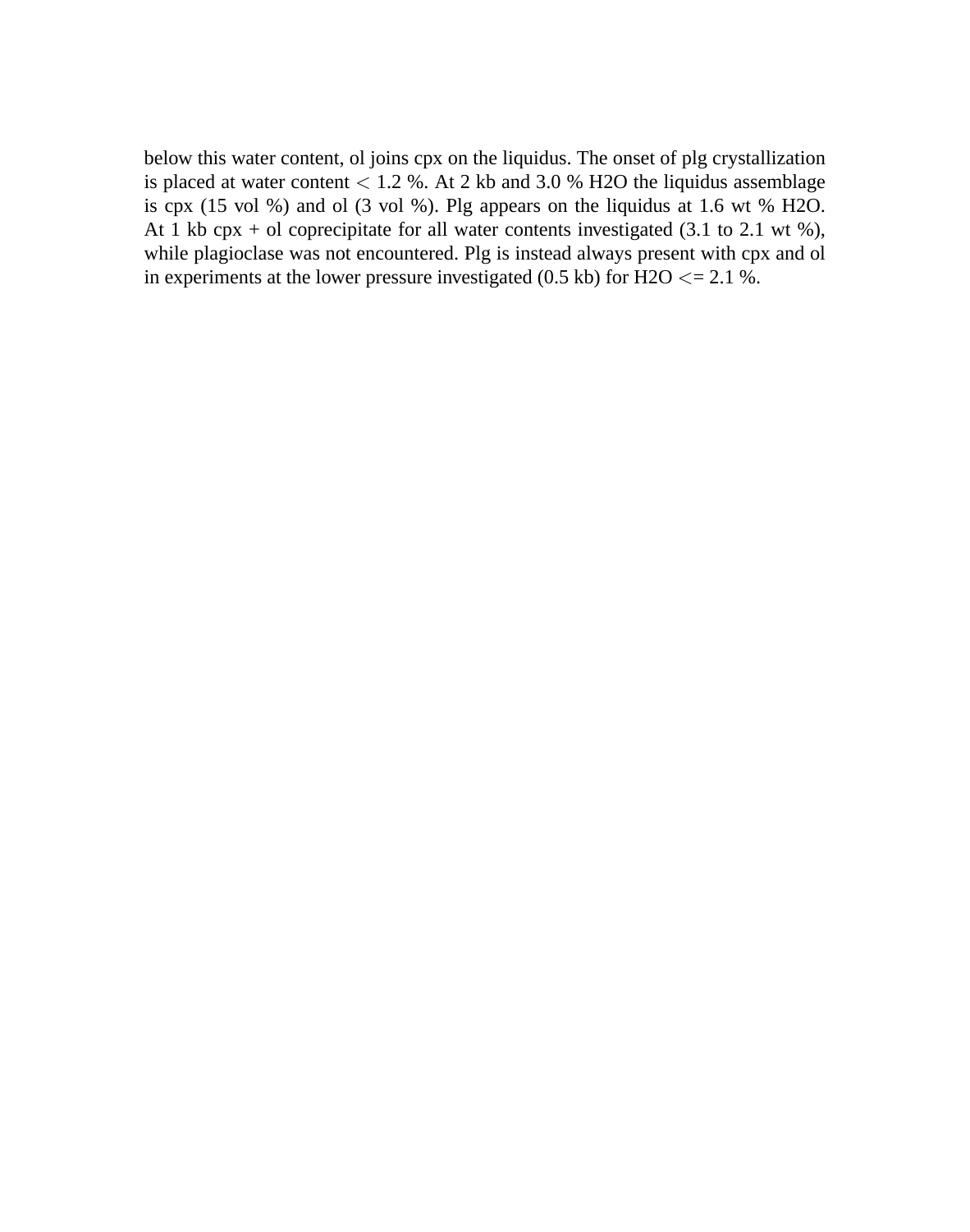below this water content, ol joins cpx on the liquidus. The onset of plg crystallization is placed at water content < 1.2 %. At 2 kb and 3.0 % $H_2O$ the liquidus assemblage is cpx (15 vol %) and ol (3 vol %). Plg appears on the liquidus at 1.6 wt % $H_2O$. At 1 kb cpx + ol coprecipitate for all water contents investigated (3.1 to 2.1 wt %), while plagioclase was not encountered. Plg is instead always present with cpx and ol in experiments at the lower pressure investigated (0.5 kb) for $H_2O$ <= 2.1 %.